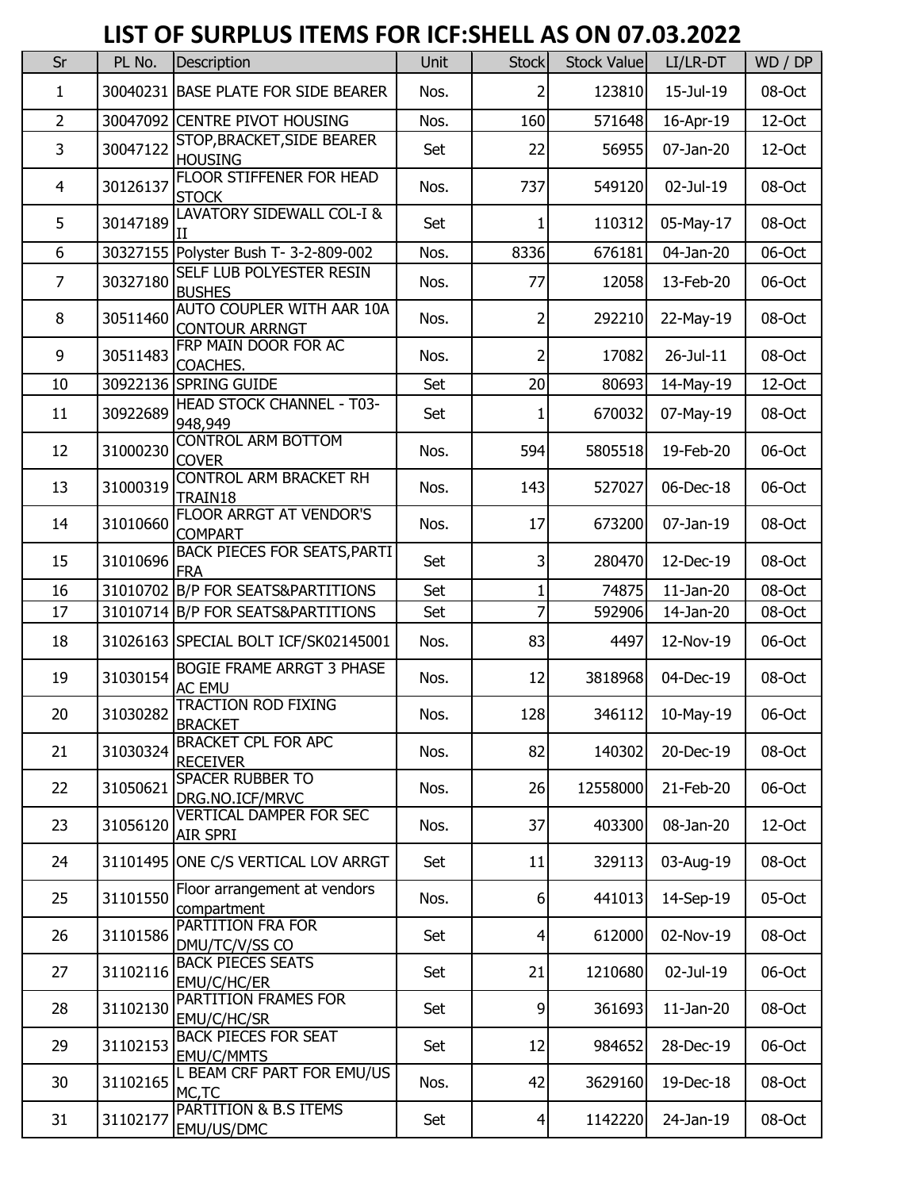# LIST OF SURPLUS ITEMS FOR ICF:SHELL AS ON 07.03.2022

| Sr | PL No. | Description | Unit | Stock | Stock Value | LI/LR-DT | WD / DP |
|---|---|---|---|---|---|---|---|
| 1 | 30040231 | BASE PLATE FOR SIDE BEARER | Nos. | 2 | 123810 | 15-Jul-19 | 08-Oct |
| 2 | 30047092 | CENTRE PIVOT HOUSING | Nos. | 160 | 571648 | 16-Apr-19 | 12-Oct |
| 3 | 30047122 | STOP,BRACKET,SIDE BEARER HOUSING | Set | 22 | 56955 | 07-Jan-20 | 12-Oct |
| 4 | 30126137 | FLOOR STIFFENER FOR HEAD STOCK | Nos. | 737 | 549120 | 02-Jul-19 | 08-Oct |
| 5 | 30147189 | LAVATORY SIDEWALL COL-I & II | Set | 1 | 110312 | 05-May-17 | 08-Oct |
| 6 | 30327155 | Polyster Bush T- 3-2-809-002 | Nos. | 8336 | 676181 | 04-Jan-20 | 06-Oct |
| 7 | 30327180 | SELF LUB POLYESTER RESIN BUSHES | Nos. | 77 | 12058 | 13-Feb-20 | 06-Oct |
| 8 | 30511460 | AUTO COUPLER WITH AAR 10A CONTOUR ARRNGT | Nos. | 2 | 292210 | 22-May-19 | 08-Oct |
| 9 | 30511483 | FRP MAIN DOOR FOR AC COACHES. | Nos. | 2 | 17082 | 26-Jul-11 | 08-Oct |
| 10 | 30922136 | SPRING GUIDE | Set | 20 | 80693 | 14-May-19 | 12-Oct |
| 11 | 30922689 | HEAD STOCK CHANNEL - T03-948,949 | Set | 1 | 670032 | 07-May-19 | 08-Oct |
| 12 | 31000230 | CONTROL ARM BOTTOM COVER | Nos. | 594 | 5805518 | 19-Feb-20 | 06-Oct |
| 13 | 31000319 | CONTROL ARM BRACKET RH TRAIN18 | Nos. | 143 | 527027 | 06-Dec-18 | 06-Oct |
| 14 | 31010660 | FLOOR ARRGT AT VENDOR'S COMPART | Nos. | 17 | 673200 | 07-Jan-19 | 08-Oct |
| 15 | 31010696 | BACK PIECES FOR SEATS,PARTI FRA | Set | 3 | 280470 | 12-Dec-19 | 08-Oct |
| 16 | 31010702 | B/P FOR SEATS&PARTITIONS | Set | 1 | 74875 | 11-Jan-20 | 08-Oct |
| 17 | 31010714 | B/P FOR SEATS&PARTITIONS | Set | 7 | 592906 | 14-Jan-20 | 08-Oct |
| 18 | 31026163 | SPECIAL BOLT ICF/SK02145001 | Nos. | 83 | 4497 | 12-Nov-19 | 06-Oct |
| 19 | 31030154 | BOGIE FRAME ARRGT 3 PHASE AC EMU | Nos. | 12 | 3818968 | 04-Dec-19 | 08-Oct |
| 20 | 31030282 | TRACTION ROD FIXING BRACKET | Nos. | 128 | 346112 | 10-May-19 | 06-Oct |
| 21 | 31030324 | BRACKET CPL FOR APC RECEIVER | Nos. | 82 | 140302 | 20-Dec-19 | 08-Oct |
| 22 | 31050621 | SPACER RUBBER TO DRG.NO.ICF/MRVC | Nos. | 26 | 12558000 | 21-Feb-20 | 06-Oct |
| 23 | 31056120 | VERTICAL DAMPER FOR SEC AIR SPRI | Nos. | 37 | 403300 | 08-Jan-20 | 12-Oct |
| 24 | 31101495 | ONE C/S VERTICAL LOV ARRGT | Set | 11 | 329113 | 03-Aug-19 | 08-Oct |
| 25 | 31101550 | Floor arrangement at vendors compartment | Nos. | 6 | 441013 | 14-Sep-19 | 05-Oct |
| 26 | 31101586 | PARTITION FRA FOR DMU/TC/V/SS CO | Set | 4 | 612000 | 02-Nov-19 | 08-Oct |
| 27 | 31102116 | BACK PIECES SEATS EMU/C/HC/ER | Set | 21 | 1210680 | 02-Jul-19 | 06-Oct |
| 28 | 31102130 | PARTITION FRAMES FOR EMU/C/HC/SR | Set | 9 | 361693 | 11-Jan-20 | 08-Oct |
| 29 | 31102153 | BACK PIECES FOR SEAT EMU/C/MMTS | Set | 12 | 984652 | 28-Dec-19 | 06-Oct |
| 30 | 31102165 | L BEAM CRF PART FOR EMU/US MC,TC | Nos. | 42 | 3629160 | 19-Dec-18 | 08-Oct |
| 31 | 31102177 | PARTITION & B.S ITEMS EMU/US/DMC | Set | 4 | 1142220 | 24-Jan-19 | 08-Oct |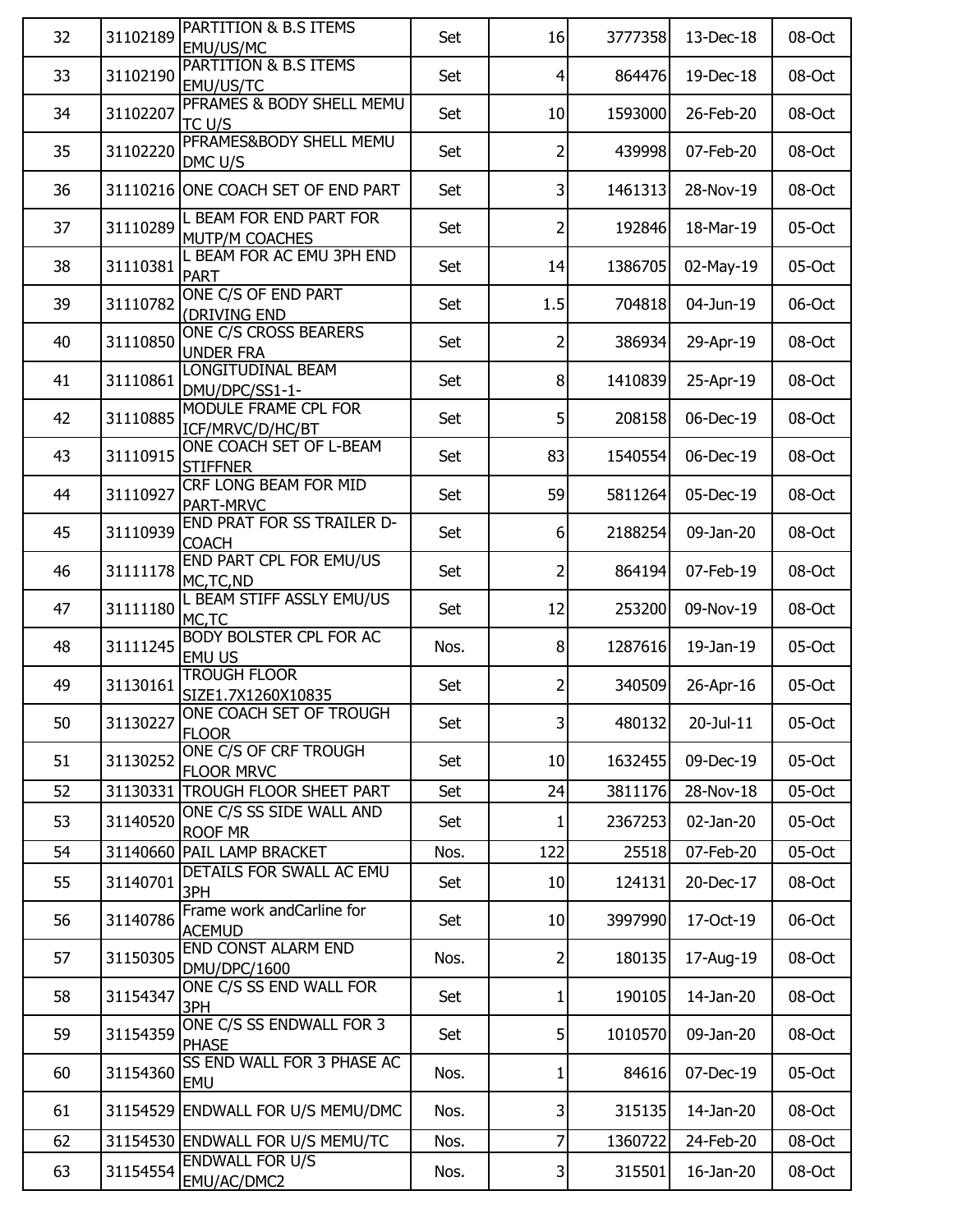| | | | | | | | |
|---|---|---|---|---|---|---|---|
| 32 | 31102189 | PARTITION & B.S ITEMS EMU/US/MC | Set | 16 | 3777358 | 13-Dec-18 | 08-Oct |
| 33 | 31102190 | PARTITION & B.S ITEMS EMU/US/TC | Set | 4 | 864476 | 19-Dec-18 | 08-Oct |
| 34 | 31102207 | PFRAMES & BODY SHELL MEMU TC U/S | Set | 10 | 1593000 | 26-Feb-20 | 08-Oct |
| 35 | 31102220 | PFRAMES&BODY SHELL MEMU DMC U/S | Set | 2 | 439998 | 07-Feb-20 | 08-Oct |
| 36 | 31110216 | ONE COACH SET OF END PART | Set | 3 | 1461313 | 28-Nov-19 | 08-Oct |
| 37 | 31110289 | L BEAM FOR END PART FOR MUTP/M COACHES | Set | 2 | 192846 | 18-Mar-19 | 05-Oct |
| 38 | 31110381 | L BEAM FOR AC EMU 3PH END PART | Set | 14 | 1386705 | 02-May-19 | 05-Oct |
| 39 | 31110782 | ONE C/S OF END PART (DRIVING END | Set | 1.5 | 704818 | 04-Jun-19 | 06-Oct |
| 40 | 31110850 | ONE C/S CROSS BEARERS UNDER FRA | Set | 2 | 386934 | 29-Apr-19 | 08-Oct |
| 41 | 31110861 | LONGITUDINAL BEAM DMU/DPC/SS1-1- | Set | 8 | 1410839 | 25-Apr-19 | 08-Oct |
| 42 | 31110885 | MODULE FRAME CPL FOR ICF/MRVC/D/HC/BT | Set | 5 | 208158 | 06-Dec-19 | 08-Oct |
| 43 | 31110915 | ONE COACH SET OF L-BEAM STIFFNER | Set | 83 | 1540554 | 06-Dec-19 | 08-Oct |
| 44 | 31110927 | CRF LONG BEAM FOR MID PART-MRVC | Set | 59 | 5811264 | 05-Dec-19 | 08-Oct |
| 45 | 31110939 | END PRAT FOR SS TRAILER D-COACH | Set | 6 | 2188254 | 09-Jan-20 | 08-Oct |
| 46 | 31111178 | END PART CPL FOR EMU/US MC,TC,ND | Set | 2 | 864194 | 07-Feb-19 | 08-Oct |
| 47 | 31111180 | L BEAM STIFF ASSLY EMU/US MC,TC | Set | 12 | 253200 | 09-Nov-19 | 08-Oct |
| 48 | 31111245 | BODY BOLSTER CPL FOR AC EMU US | Nos. | 8 | 1287616 | 19-Jan-19 | 05-Oct |
| 49 | 31130161 | TROUGH FLOOR SIZE1.7X1260X10835 | Set | 2 | 340509 | 26-Apr-16 | 05-Oct |
| 50 | 31130227 | ONE COACH SET OF TROUGH FLOOR | Set | 3 | 480132 | 20-Jul-11 | 05-Oct |
| 51 | 31130252 | ONE C/S OF CRF TROUGH FLOOR MRVC | Set | 10 | 1632455 | 09-Dec-19 | 05-Oct |
| 52 | 31130331 | TROUGH FLOOR SHEET PART | Set | 24 | 3811176 | 28-Nov-18 | 05-Oct |
| 53 | 31140520 | ONE C/S SS SIDE WALL AND ROOF MR | Set | 1 | 2367253 | 02-Jan-20 | 05-Oct |
| 54 | 31140660 | PAIL LAMP BRACKET | Nos. | 122 | 25518 | 07-Feb-20 | 05-Oct |
| 55 | 31140701 | DETAILS FOR SWALL AC EMU 3PH | Set | 10 | 124131 | 20-Dec-17 | 08-Oct |
| 56 | 31140786 | Frame work andCarline for ACEMUD | Set | 10 | 3997990 | 17-Oct-19 | 06-Oct |
| 57 | 31150305 | END CONST ALARM END DMU/DPC/1600 | Nos. | 2 | 180135 | 17-Aug-19 | 08-Oct |
| 58 | 31154347 | ONE C/S SS END WALL FOR 3PH | Set | 1 | 190105 | 14-Jan-20 | 08-Oct |
| 59 | 31154359 | ONE C/S SS ENDWALL FOR 3 PHASE | Set | 5 | 1010570 | 09-Jan-20 | 08-Oct |
| 60 | 31154360 | SS END WALL FOR 3 PHASE AC EMU | Nos. | 1 | 84616 | 07-Dec-19 | 05-Oct |
| 61 | 31154529 | ENDWALL FOR U/S MEMU/DMC | Nos. | 3 | 315135 | 14-Jan-20 | 08-Oct |
| 62 | 31154530 | ENDWALL FOR U/S MEMU/TC | Nos. | 7 | 1360722 | 24-Feb-20 | 08-Oct |
| 63 | 31154554 | ENDWALL FOR U/S EMU/AC/DMC2 | Nos. | 3 | 315501 | 16-Jan-20 | 08-Oct |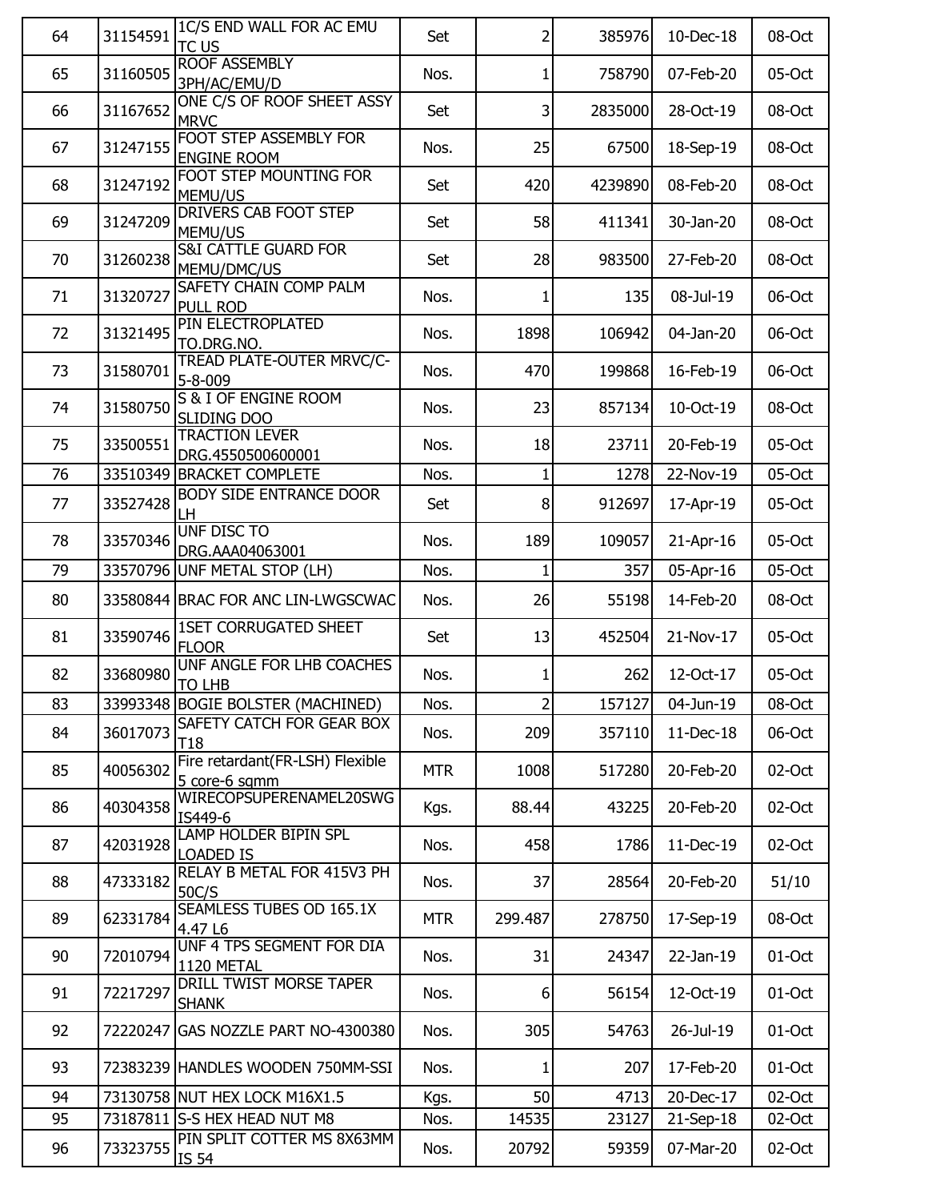| | | | | | | | |
|---|---|---|---|---|---|---|---|
| 64 | 31154591 | 1C/S END WALL FOR AC EMU TC US | Set | 2 | 385976 | 10-Dec-18 | 08-Oct |
| 65 | 31160505 | ROOF ASSEMBLY 3PH/AC/EMU/D | Nos. | 1 | 758790 | 07-Feb-20 | 05-Oct |
| 66 | 31167652 | ONE C/S OF ROOF SHEET ASSY MRVC | Set | 3 | 2835000 | 28-Oct-19 | 08-Oct |
| 67 | 31247155 | FOOT STEP ASSEMBLY FOR ENGINE ROOM | Nos. | 25 | 67500 | 18-Sep-19 | 08-Oct |
| 68 | 31247192 | FOOT STEP MOUNTING FOR MEMU/US | Set | 420 | 4239890 | 08-Feb-20 | 08-Oct |
| 69 | 31247209 | DRIVERS CAB FOOT STEP MEMU/US | Set | 58 | 411341 | 30-Jan-20 | 08-Oct |
| 70 | 31260238 | S&I CATTLE GUARD FOR MEMU/DMC/US | Set | 28 | 983500 | 27-Feb-20 | 08-Oct |
| 71 | 31320727 | SAFETY CHAIN COMP PALM PULL ROD | Nos. | 1 | 135 | 08-Jul-19 | 06-Oct |
| 72 | 31321495 | PIN ELECTROPLATED TO.DRG.NO. | Nos. | 1898 | 106942 | 04-Jan-20 | 06-Oct |
| 73 | 31580701 | TREAD PLATE-OUTER MRVC/C-5-8-009 | Nos. | 470 | 199868 | 16-Feb-19 | 06-Oct |
| 74 | 31580750 | S & I OF ENGINE ROOM SLIDING DOO | Nos. | 23 | 857134 | 10-Oct-19 | 08-Oct |
| 75 | 33500551 | TRACTION LEVER DRG.4550500600001 | Nos. | 18 | 23711 | 20-Feb-19 | 05-Oct |
| 76 | 33510349 | BRACKET COMPLETE | Nos. | 1 | 1278 | 22-Nov-19 | 05-Oct |
| 77 | 33527428 | BODY SIDE ENTRANCE DOOR LH | Set | 8 | 912697 | 17-Apr-19 | 05-Oct |
| 78 | 33570346 | UNF DISC TO DRG.AAA04063001 | Nos. | 189 | 109057 | 21-Apr-16 | 05-Oct |
| 79 | 33570796 | UNF METAL STOP (LH) | Nos. | 1 | 357 | 05-Apr-16 | 05-Oct |
| 80 | 33580844 | BRAC FOR ANC LIN-LWGSCWAC | Nos. | 26 | 55198 | 14-Feb-20 | 08-Oct |
| 81 | 33590746 | 1SET CORRUGATED SHEET FLOOR | Set | 13 | 452504 | 21-Nov-17 | 05-Oct |
| 82 | 33680980 | UNF ANGLE FOR LHB COACHES TO LHB | Nos. | 1 | 262 | 12-Oct-17 | 05-Oct |
| 83 | 33993348 | BOGIE BOLSTER (MACHINED) | Nos. | 2 | 157127 | 04-Jun-19 | 08-Oct |
| 84 | 36017073 | SAFETY CATCH FOR GEAR BOX T18 | Nos. | 209 | 357110 | 11-Dec-18 | 06-Oct |
| 85 | 40056302 | Fire retardant(FR-LSH) Flexible 5 core-6 sqmm | MTR | 1008 | 517280 | 20-Feb-20 | 02-Oct |
| 86 | 40304358 | WIRECOPSUPERENAMEL20SWG IS449-6 | Kgs. | 88.44 | 43225 | 20-Feb-20 | 02-Oct |
| 87 | 42031928 | LAMP HOLDER BIPIN SPL LOADED IS | Nos. | 458 | 1786 | 11-Dec-19 | 02-Oct |
| 88 | 47333182 | RELAY B METAL FOR 415V3 PH 50C/S | Nos. | 37 | 28564 | 20-Feb-20 | 51/10 |
| 89 | 62331784 | SEAMLESS TUBES OD 165.1X 4.47 L6 | MTR | 299.487 | 278750 | 17-Sep-19 | 08-Oct |
| 90 | 72010794 | UNF 4 TPS SEGMENT FOR DIA 1120 METAL | Nos. | 31 | 24347 | 22-Jan-19 | 01-Oct |
| 91 | 72217297 | DRILL TWIST MORSE TAPER SHANK | Nos. | 6 | 56154 | 12-Oct-19 | 01-Oct |
| 92 | 72220247 | GAS NOZZLE PART NO-4300380 | Nos. | 305 | 54763 | 26-Jul-19 | 01-Oct |
| 93 | 72383239 | HANDLES WOODEN 750MM-SSI | Nos. | 1 | 207 | 17-Feb-20 | 01-Oct |
| 94 | 73130758 | NUT HEX LOCK M16X1.5 | Kgs. | 50 | 4713 | 20-Dec-17 | 02-Oct |
| 95 | 73187811 | S-S HEX HEAD NUT M8 | Nos. | 14535 | 23127 | 21-Sep-18 | 02-Oct |
| 96 | 73323755 | PIN SPLIT COTTER MS 8X63MM IS 54 | Nos. | 20792 | 59359 | 07-Mar-20 | 02-Oct |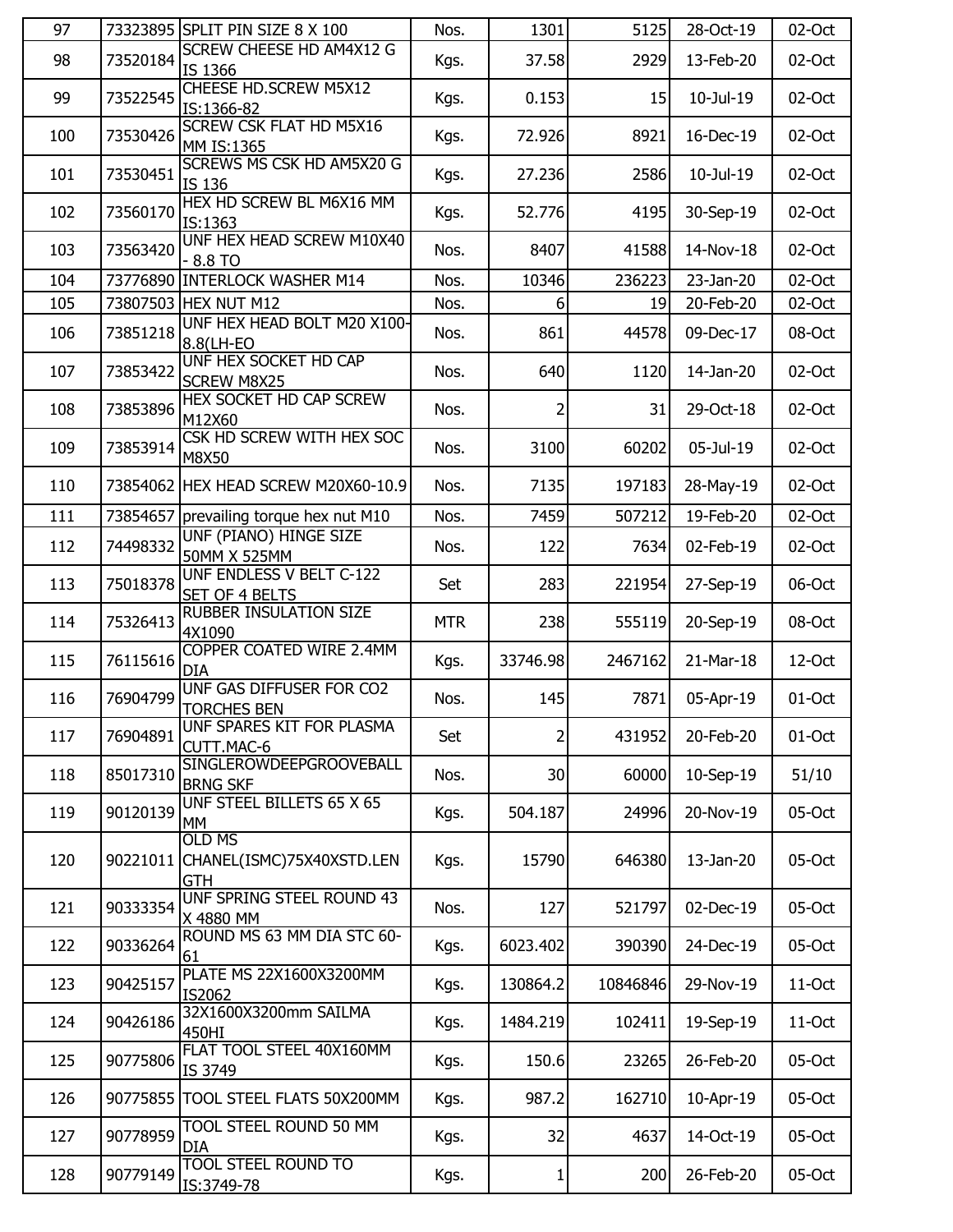| 97 | 73323895 | SPLIT PIN SIZE 8 X 100 | Nos. | 1301 | 5125 | 28-Oct-19 | 02-Oct |
|---|---|---|---|---|---|---|---|
| 98 | 73520184 | SCREW CHEESE HD AM4X12 G IS 1366 | Kgs. | 37.58 | 2929 | 13-Feb-20 | 02-Oct |
| 99 | 73522545 | CHEESE HD.SCREW M5X12 IS:1366-82 | Kgs. | 0.153 | 15 | 10-Jul-19 | 02-Oct |
| 100 | 73530426 | SCREW CSK FLAT HD M5X16 MM IS:1365 | Kgs. | 72.926 | 8921 | 16-Dec-19 | 02-Oct |
| 101 | 73530451 | SCREWS MS CSK HD AM5X20 G IS 136 | Kgs. | 27.236 | 2586 | 10-Jul-19 | 02-Oct |
| 102 | 73560170 | HEX HD SCREW BL M6X16 MM IS:1363 | Kgs. | 52.776 | 4195 | 30-Sep-19 | 02-Oct |
| 103 | 73563420 | UNF HEX HEAD SCREW M10X40 - 8.8 TO | Nos. | 8407 | 41588 | 14-Nov-18 | 02-Oct |
| 104 | 73776890 | INTERLOCK WASHER M14 | Nos. | 10346 | 236223 | 23-Jan-20 | 02-Oct |
| 105 | 73807503 | HEX NUT M12 | Nos. | 6 | 19 | 20-Feb-20 | 02-Oct |
| 106 | 73851218 | UNF HEX HEAD BOLT M20 X100-8.8(LH-EO | Nos. | 861 | 44578 | 09-Dec-17 | 08-Oct |
| 107 | 73853422 | UNF HEX SOCKET HD CAP SCREW M8X25 | Nos. | 640 | 1120 | 14-Jan-20 | 02-Oct |
| 108 | 73853896 | HEX SOCKET HD CAP SCREW M12X60 | Nos. | 2 | 31 | 29-Oct-18 | 02-Oct |
| 109 | 73853914 | CSK HD SCREW WITH HEX SOC M8X50 | Nos. | 3100 | 60202 | 05-Jul-19 | 02-Oct |
| 110 | 73854062 | HEX HEAD SCREW M20X60-10.9 | Nos. | 7135 | 197183 | 28-May-19 | 02-Oct |
| 111 | 73854657 | prevailing torque hex nut M10 | Nos. | 7459 | 507212 | 19-Feb-20 | 02-Oct |
| 112 | 74498332 | UNF (PIANO) HINGE SIZE 50MM X 525MM | Nos. | 122 | 7634 | 02-Feb-19 | 02-Oct |
| 113 | 75018378 | UNF ENDLESS V BELT C-122 SET OF 4 BELTS | Set | 283 | 221954 | 27-Sep-19 | 06-Oct |
| 114 | 75326413 | RUBBER INSULATION SIZE 4X1090 | MTR | 238 | 555119 | 20-Sep-19 | 08-Oct |
| 115 | 76115616 | COPPER COATED WIRE 2.4MM DIA | Kgs. | 33746.98 | 2467162 | 21-Mar-18 | 12-Oct |
| 116 | 76904799 | UNF GAS DIFFUSER FOR CO2 TORCHES BEN | Nos. | 145 | 7871 | 05-Apr-19 | 01-Oct |
| 117 | 76904891 | UNF SPARES KIT FOR PLASMA CUTT.MAC-6 | Set | 2 | 431952 | 20-Feb-20 | 01-Oct |
| 118 | 85017310 | SINGLEROWDEEPGROOVEBALL BRNG SKF | Nos. | 30 | 60000 | 10-Sep-19 | 51/10 |
| 119 | 90120139 | UNF STEEL BILLETS 65 X 65 MM | Kgs. | 504.187 | 24996 | 20-Nov-19 | 05-Oct |
| 120 | 90221011 | OLD MS CHANEL(ISMC)75X40XSTD.LENGTH | Kgs. | 15790 | 646380 | 13-Jan-20 | 05-Oct |
| 121 | 90333354 | UNF SPRING STEEL ROUND 43 X 4880 MM | Nos. | 127 | 521797 | 02-Dec-19 | 05-Oct |
| 122 | 90336264 | ROUND MS 63 MM DIA STC 60-61 | Kgs. | 6023.402 | 390390 | 24-Dec-19 | 05-Oct |
| 123 | 90425157 | PLATE MS 22X1600X3200MM IS2062 | Kgs. | 130864.2 | 10846846 | 29-Nov-19 | 11-Oct |
| 124 | 90426186 | 32X1600X3200mm SAILMA 450HI | Kgs. | 1484.219 | 102411 | 19-Sep-19 | 11-Oct |
| 125 | 90775806 | FLAT TOOL STEEL 40X160MM IS 3749 | Kgs. | 150.6 | 23265 | 26-Feb-20 | 05-Oct |
| 126 | 90775855 | TOOL STEEL FLATS 50X200MM | Kgs. | 987.2 | 162710 | 10-Apr-19 | 05-Oct |
| 127 | 90778959 | TOOL STEEL ROUND 50 MM DIA | Kgs. | 32 | 4637 | 14-Oct-19 | 05-Oct |
| 128 | 90779149 | TOOL STEEL ROUND TO IS:3749-78 | Kgs. | 1 | 200 | 26-Feb-20 | 05-Oct |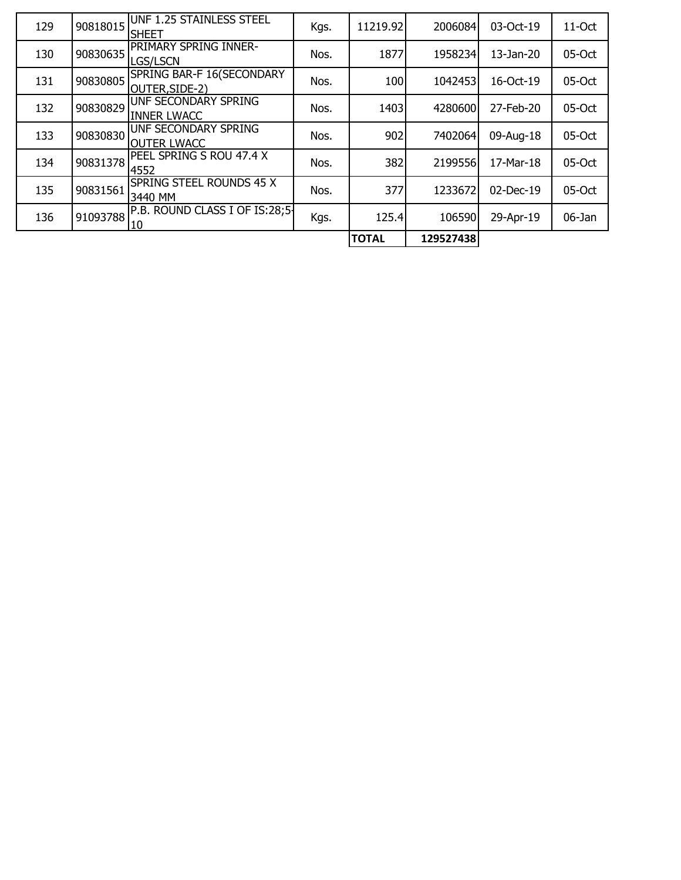| | | | | | | | |
|---|---|---|---|---|---|---|---|
| 129 | 90818015 | UNF 1.25 STAINLESS STEEL SHEET | Kgs. | 11219.92 | 2006084 | 03-Oct-19 | 11-Oct |
| 130 | 90830635 | PRIMARY SPRING INNER-LGS/LSCN | Nos. | 1877 | 1958234 | 13-Jan-20 | 05-Oct |
| 131 | 90830805 | SPRING BAR-F 16(SECONDARY OUTER,SIDE-2) | Nos. | 100 | 1042453 | 16-Oct-19 | 05-Oct |
| 132 | 90830829 | UNF SECONDARY SPRING INNER LWACC | Nos. | 1403 | 4280600 | 27-Feb-20 | 05-Oct |
| 133 | 90830830 | UNF SECONDARY SPRING OUTER LWACC | Nos. | 902 | 7402064 | 09-Aug-18 | 05-Oct |
| 134 | 90831378 | PEEL SPRING S ROU 47.4 X 4552 | Nos. | 382 | 2199556 | 17-Mar-18 | 05-Oct |
| 135 | 90831561 | SPRING STEEL ROUNDS 45 X 3440 MM | Nos. | 377 | 1233672 | 02-Dec-19 | 05-Oct |
| 136 | 91093788 | P.B. ROUND CLASS I OF IS:28;5-10 | Kgs. | 125.4 | 106590 | 29-Apr-19 | 06-Jan |
| | | | | **TOTAL** | **129527438** | | |